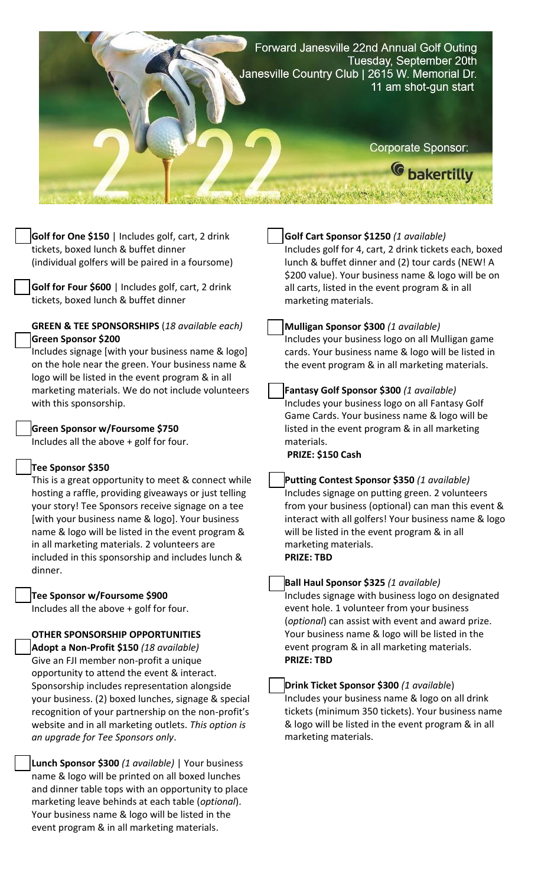# Forward Janesville 22nd Annual Golf Outing

Tuesday, September 20th
Janesville Country Club | 2615 W. Memorial Dr.
11 am shot-gun start

2022

Corporate Sponsor: bakertilly

**Golf for One $150** | Includes golf, cart, 2 drink tickets, boxed lunch & buffet dinner (individual golfers will be paired in a foursome)

**Golf for Four $600** | Includes golf, cart, 2 drink tickets, boxed lunch & buffet dinner

**GREEN & TEE SPONSORSHIPS** (*18 available each*)

**Green Sponsor $200**
Includes signage [with your business name & logo] on the hole near the green. Your business name & logo will be listed in the event program & in all marketing materials. We do not include volunteers with this sponsorship.

**Green Sponsor w/Foursome $750**
Includes all the above + golf for four.

**Tee Sponsor $350**
This is a great opportunity to meet & connect while hosting a raffle, providing giveaways or just telling your story! Tee Sponsors receive signage on a tee [with your business name & logo]. Your business name & logo will be listed in the event program & in all marketing materials. 2 volunteers are included in this sponsorship and includes lunch & dinner.

**Tee Sponsor w/Foursome $900**
Includes all the above + golf for four.

**OTHER SPONSORSHIP OPPORTUNITIES**

**Adopt a Non-Profit $150** *(18 available)*
Give an FJI member non-profit a unique opportunity to attend the event & interact. Sponsorship includes representation alongside your business. (2) boxed lunches, signage & special recognition of your partnership on the non-profit's website and in all marketing outlets. *This option is an upgrade for Tee Sponsors only*.

**Lunch Sponsor $300** *(1 available)* | Your business name & logo will be printed on all boxed lunches and dinner table tops with an opportunity to place marketing leave behinds at each table (*optional*). Your business name & logo will be listed in the event program & in all marketing materials.

**Golf Cart Sponsor $1250** *(1 available)*
Includes golf for 4, cart, 2 drink tickets each, boxed lunch & buffet dinner and (2) tour cards (NEW! A $200 value). Your business name & logo will be on all carts, listed in the event program & in all marketing materials.

**Mulligan Sponsor $300** *(1 available)*
Includes your business logo on all Mulligan game cards. Your business name & logo will be listed in the event program & in all marketing materials.

**Fantasy Golf Sponsor $300** *(1 available)*
Includes your business logo on all Fantasy Golf Game Cards. Your business name & logo will be listed in the event program & in all marketing materials.
**PRIZE: $150 Cash**

**Putting Contest Sponsor $350** *(1 available)*
Includes signage on putting green. 2 volunteers from your business (optional) can man this event & interact with all golfers! Your business name & logo will be listed in the event program & in all marketing materials.
**PRIZE: TBD**

**Ball Haul Sponsor $325** *(1 available)*
Includes signage with business logo on designated event hole. 1 volunteer from your business (*optional*) can assist with event and award prize. Your business name & logo will be listed in the event program & in all marketing materials.
**PRIZE: TBD**

**Drink Ticket Sponsor $300** *(1 available)*
Includes your business name & logo on all drink tickets (minimum 350 tickets). Your business name & logo will be listed in the event program & in all marketing materials.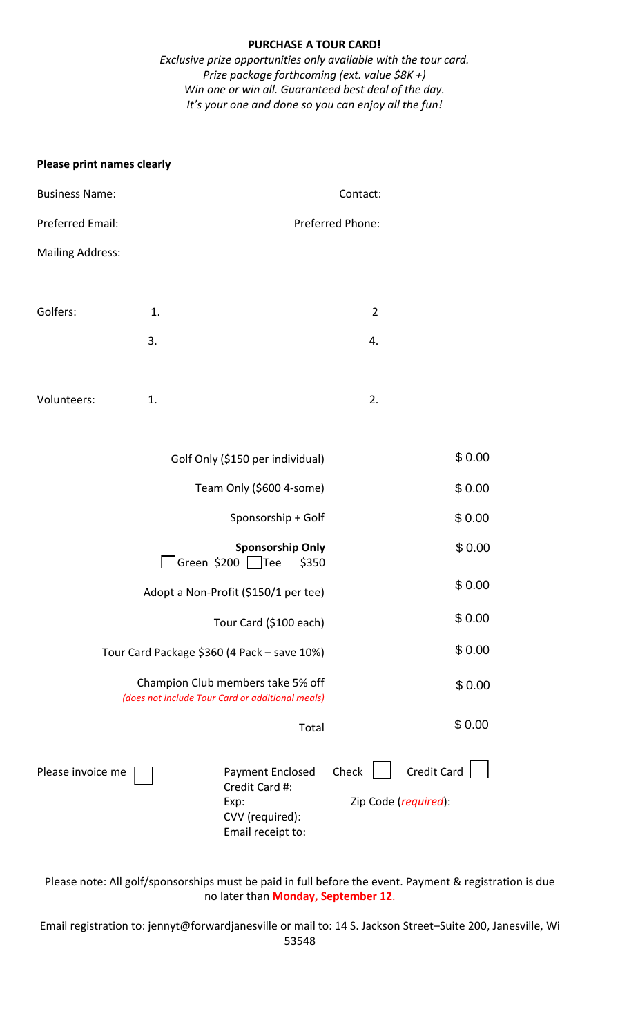**PURCHASE A TOUR CARD!**

*Exclusive prize opportunities only available with the tour card.*
*Prize package forthcoming (ext. value $8K +)*
*Win one or win all. Guaranteed best deal of the day.*
*It's your one and done so you can enjoy all the fun!*

**Please print names clearly**

Business Name: Contact:

Preferred Email: Preferred Phone:

Mailing Address:

Golfers: 1. 2

3. 4.

Volunteers: 1. 2.

| | |
|---|---|
| Golf Only ($150 per individual) | $ 0.00 |
| Team Only ($600 4-some) | $ 0.00 |
| Sponsorship + Golf | $ 0.00 |
| **Sponsorship Only** ☐ Green $200 ☐ Tee $350 | $ 0.00 |
| Adopt a Non-Profit ($150/1 per tee) | $ 0.00 |
| Tour Card ($100 each) | $ 0.00 |
| Tour Card Package $360 (4 Pack – save 10%) | $ 0.00 |
| Champion Club members take 5% off *(does not include Tour Card or additional meals)* | $ 0.00 |
| Total | $ 0.00 |

Please invoice me ☐ Payment Enclosed Check ☐ Credit Card ☐

Credit Card #:

Exp: Zip Code (*required*):

CVV (required):

Email receipt to:

Please note: All golf/sponsorships must be paid in full before the event. Payment & registration is due no later than **Monday, September 12**.

Email registration to: jennyt@forwardjanesville or mail to: 14 S. Jackson Street–Suite 200, Janesville, Wi 53548